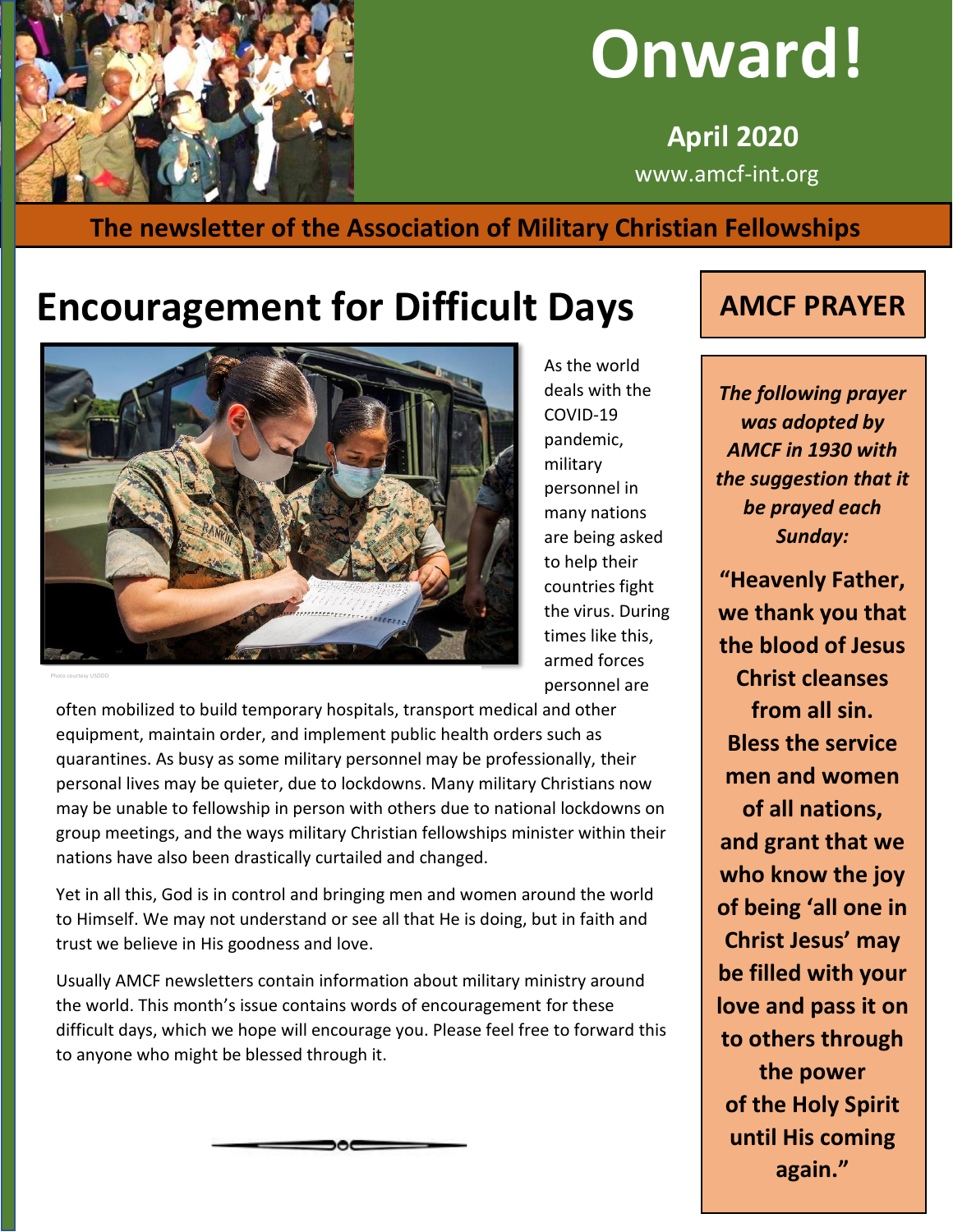# Onward!

**April 2020**

www.amcf-int.org

**The newsletter of the Association of Military Christian Fellowships**

## Encouragement for Difficult Days

Photo courtesy USDOD

As the world deals with the COVID-19 pandemic, military personnel in many nations are being asked to help their countries fight the virus. During times like this, armed forces personnel are often mobilized to build temporary hospitals, transport medical and other equipment, maintain order, and implement public health orders such as quarantines. As busy as some military personnel may be professionally, their personal lives may be quieter, due to lockdowns. Many military Christians now may be unable to fellowship in person with others due to national lockdowns on group meetings, and the ways military Christian fellowships minister within their nations have also been drastically curtailed and changed.

Yet in all this, God is in control and bringing men and women around the world to Himself. We may not understand or see all that He is doing, but in faith and trust we believe in His goodness and love.

Usually AMCF newsletters contain information about military ministry around the world. This month's issue contains words of encouragement for these difficult days, which we hope will encourage you. Please feel free to forward this to anyone who might be blessed through it.

## AMCF PRAYER

***The following prayer was adopted by AMCF in 1930 with the suggestion that it be prayed each Sunday:***

**"Heavenly Father, we thank you that the blood of Jesus Christ cleanses from all sin. Bless the service men and women of all nations, and grant that we who know the joy of being 'all one in Christ Jesus' may be filled with your love and pass it on to others through the power of the Holy Spirit until His coming again."**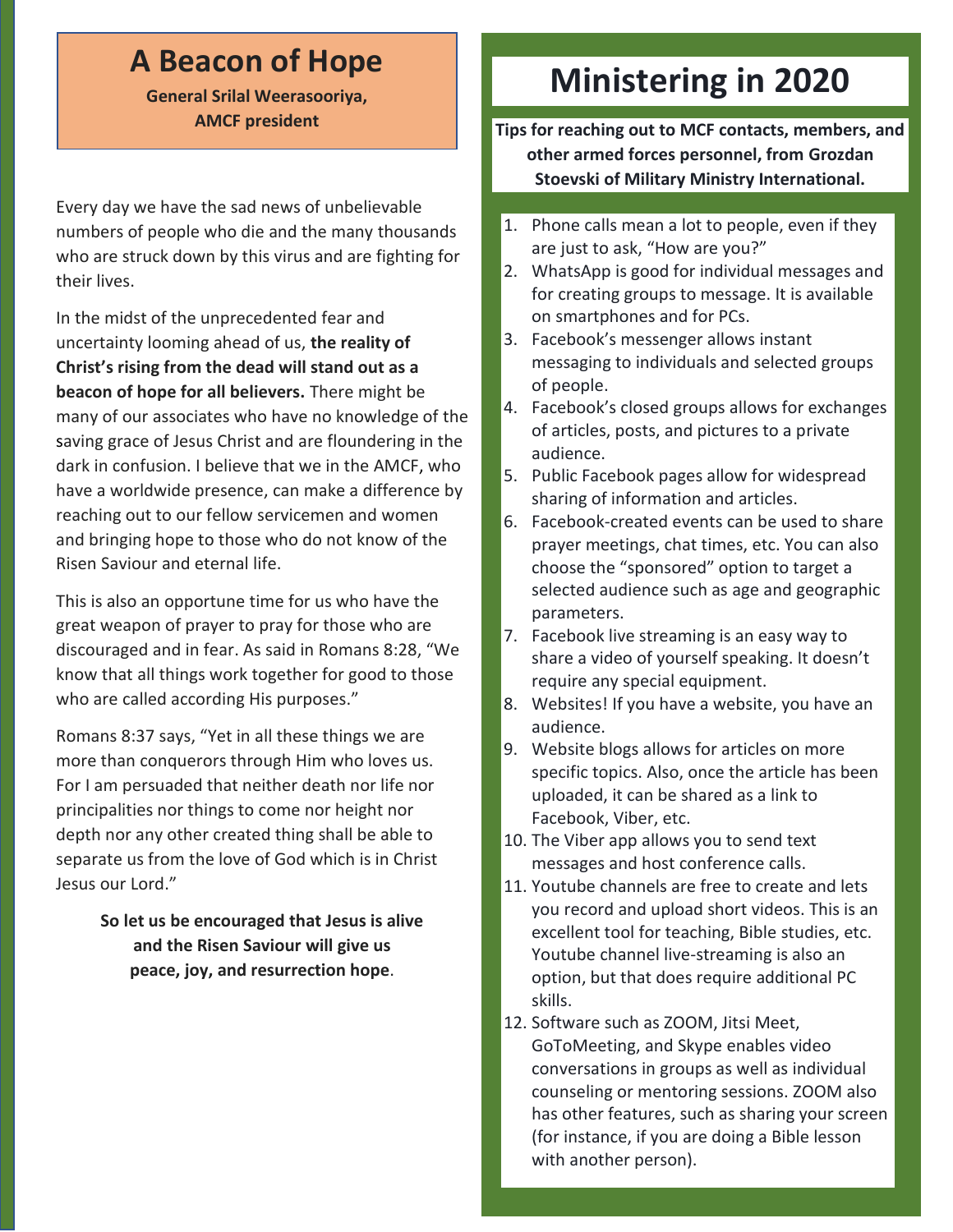# A Beacon of Hope

**General Srilal Weerasooriya, AMCF president**

Every day we have the sad news of unbelievable numbers of people who die and the many thousands who are struck down by this virus and are fighting for their lives.

In the midst of the unprecedented fear and uncertainty looming ahead of us, **the reality of Christ's rising from the dead will stand out as a beacon of hope for all believers.** There might be many of our associates who have no knowledge of the saving grace of Jesus Christ and are floundering in the dark in confusion. I believe that we in the AMCF, who have a worldwide presence, can make a difference by reaching out to our fellow servicemen and women and bringing hope to those who do not know of the Risen Saviour and eternal life.

This is also an opportune time for us who have the great weapon of prayer to pray for those who are discouraged and in fear. As said in Romans 8:28, "We know that all things work together for good to those who are called according His purposes."

Romans 8:37 says, "Yet in all these things we are more than conquerors through Him who loves us. For I am persuaded that neither death nor life nor principalities nor things to come nor height nor depth nor any other created thing shall be able to separate us from the love of God which is in Christ Jesus our Lord."

**So let us be encouraged that Jesus is alive and the Risen Saviour will give us peace, joy, and resurrection hope**.

# Ministering in 2020

**Tips for reaching out to MCF contacts, members, and other armed forces personnel, from Grozdan Stoevski of Military Ministry International.**

1. Phone calls mean a lot to people, even if they are just to ask, "How are you?"
2. WhatsApp is good for individual messages and for creating groups to message. It is available on smartphones and for PCs.
3. Facebook's messenger allows instant messaging to individuals and selected groups of people.
4. Facebook's closed groups allows for exchanges of articles, posts, and pictures to a private audience.
5. Public Facebook pages allow for widespread sharing of information and articles.
6. Facebook-created events can be used to share prayer meetings, chat times, etc. You can also choose the "sponsored" option to target a selected audience such as age and geographic parameters.
7. Facebook live streaming is an easy way to share a video of yourself speaking. It doesn't require any special equipment.
8. Websites! If you have a website, you have an audience.
9. Website blogs allows for articles on more specific topics. Also, once the article has been uploaded, it can be shared as a link to Facebook, Viber, etc.
10. The Viber app allows you to send text messages and host conference calls.
11. Youtube channels are free to create and lets you record and upload short videos. This is an excellent tool for teaching, Bible studies, etc. Youtube channel live-streaming is also an option, but that does require additional PC skills.
12. Software such as ZOOM, Jitsi Meet, GoToMeeting, and Skype enables video conversations in groups as well as individual counseling or mentoring sessions. ZOOM also has other features, such as sharing your screen (for instance, if you are doing a Bible lesson with another person).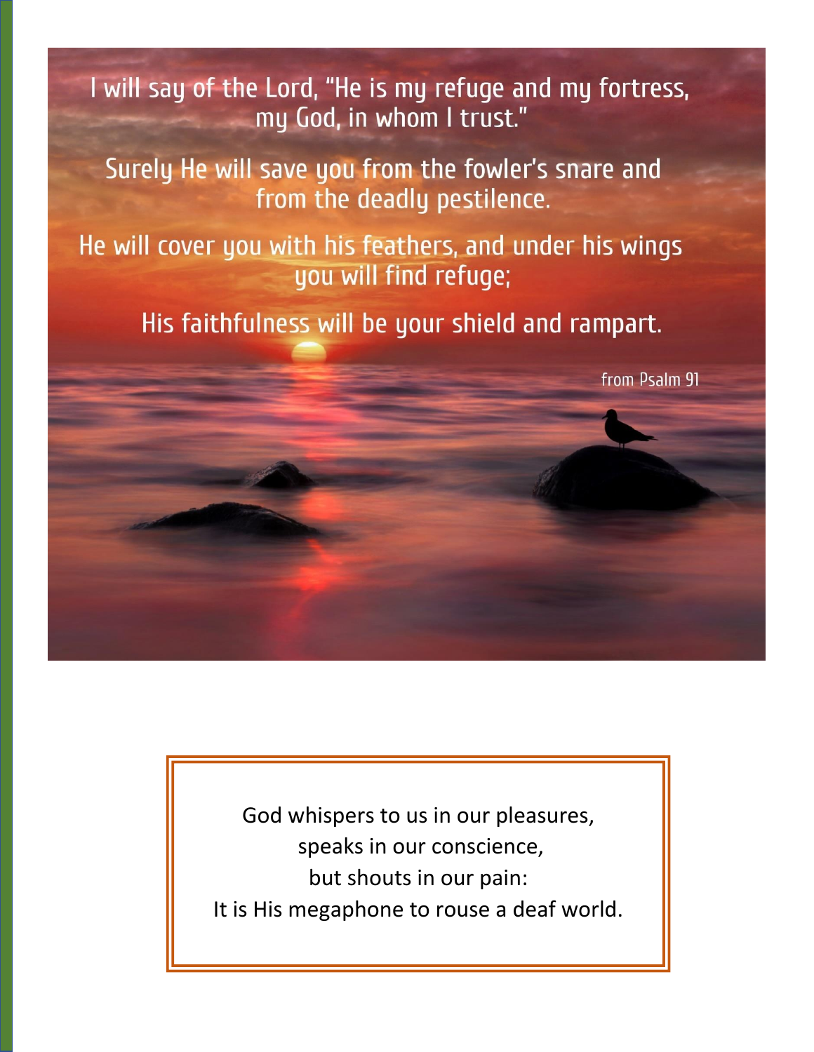I will say of the Lord, "He is my refuge and my fortress, my God, in whom I trust."

Surely He will save you from the fowler's snare and from the deadly pestilence.

He will cover you with his feathers, and under his wings you will find refuge;

His faithfulness will be your shield and rampart.

from Psalm 91

God whispers to us in our pleasures,
speaks in our conscience,
but shouts in our pain:
It is His megaphone to rouse a deaf world.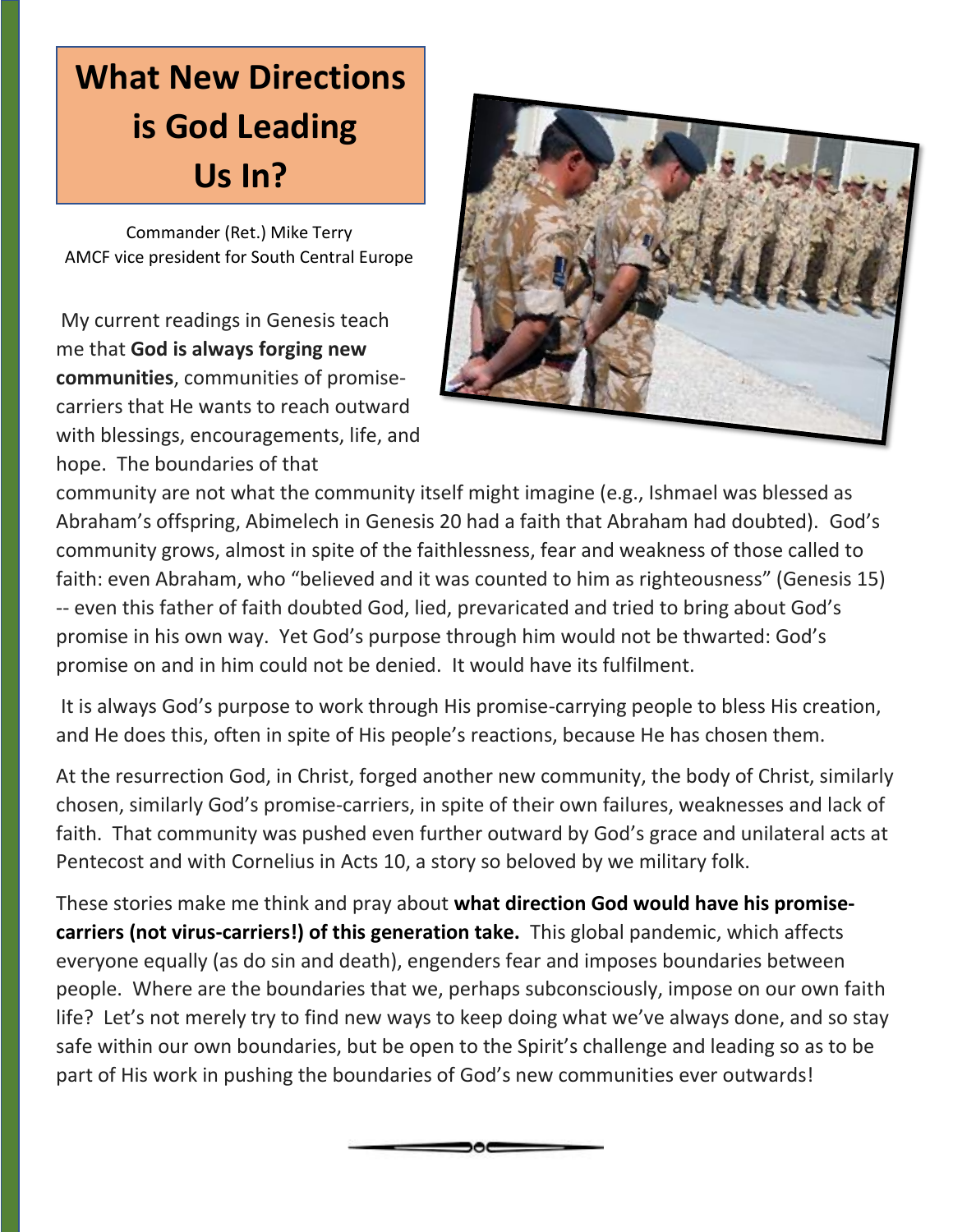# What New Directions is God Leading Us In?

Commander (Ret.) Mike Terry
AMCF vice president for South Central Europe

My current readings in Genesis teach me that **God is always forging new communities**, communities of promise-carriers that He wants to reach outward with blessings, encouragements, life, and hope. The boundaries of that community are not what the community itself might imagine (e.g., Ishmael was blessed as Abraham's offspring, Abimelech in Genesis 20 had a faith that Abraham had doubted). God's community grows, almost in spite of the faithlessness, fear and weakness of those called to faith: even Abraham, who "believed and it was counted to him as righteousness" (Genesis 15) -- even this father of faith doubted God, lied, prevaricated and tried to bring about God's promise in his own way. Yet God's purpose through him would not be thwarted: God's promise on and in him could not be denied. It would have its fulfilment.

It is always God's purpose to work through His promise-carrying people to bless His creation, and He does this, often in spite of His people's reactions, because He has chosen them.

At the resurrection God, in Christ, forged another new community, the body of Christ, similarly chosen, similarly God's promise-carriers, in spite of their own failures, weaknesses and lack of faith. That community was pushed even further outward by God's grace and unilateral acts at Pentecost and with Cornelius in Acts 10, a story so beloved by we military folk.

These stories make me think and pray about **what direction God would have his promise-carriers (not virus-carriers!) of this generation take.** This global pandemic, which affects everyone equally (as do sin and death), engenders fear and imposes boundaries between people. Where are the boundaries that we, perhaps subconsciously, impose on our own faith life? Let's not merely try to find new ways to keep doing what we've always done, and so stay safe within our own boundaries, but be open to the Spirit's challenge and leading so as to be part of His work in pushing the boundaries of God's new communities ever outwards!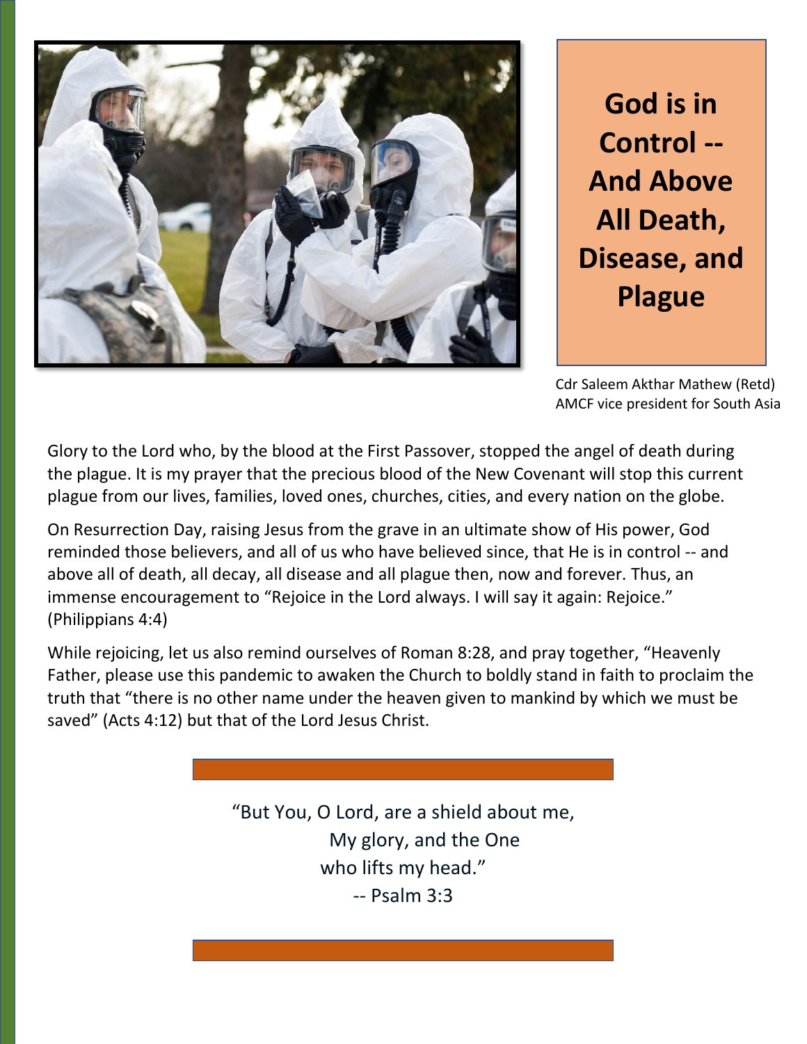# God is in Control -- And Above All Death, Disease, and Plague

Cdr Saleem Akthar Mathew (Retd)
AMCF vice president for South Asia

Glory to the Lord who, by the blood at the First Passover, stopped the angel of death during the plague. It is my prayer that the precious blood of the New Covenant will stop this current plague from our lives, families, loved ones, churches, cities, and every nation on the globe.

On Resurrection Day, raising Jesus from the grave in an ultimate show of His power, God reminded those believers, and all of us who have believed since, that He is in control -- and above all of death, all decay, all disease and all plague then, now and forever. Thus, an immense encouragement to "Rejoice in the Lord always. I will say it again: Rejoice." (Philippians 4:4)

While rejoicing, let us also remind ourselves of Roman 8:28, and pray together, "Heavenly Father, please use this pandemic to awaken the Church to boldly stand in faith to proclaim the truth that "there is no other name under the heaven given to mankind by which we must be saved" (Acts 4:12) but that of the Lord Jesus Christ.

"But You, O Lord, are a shield about me,
My glory, and the One
who lifts my head."
-- Psalm 3:3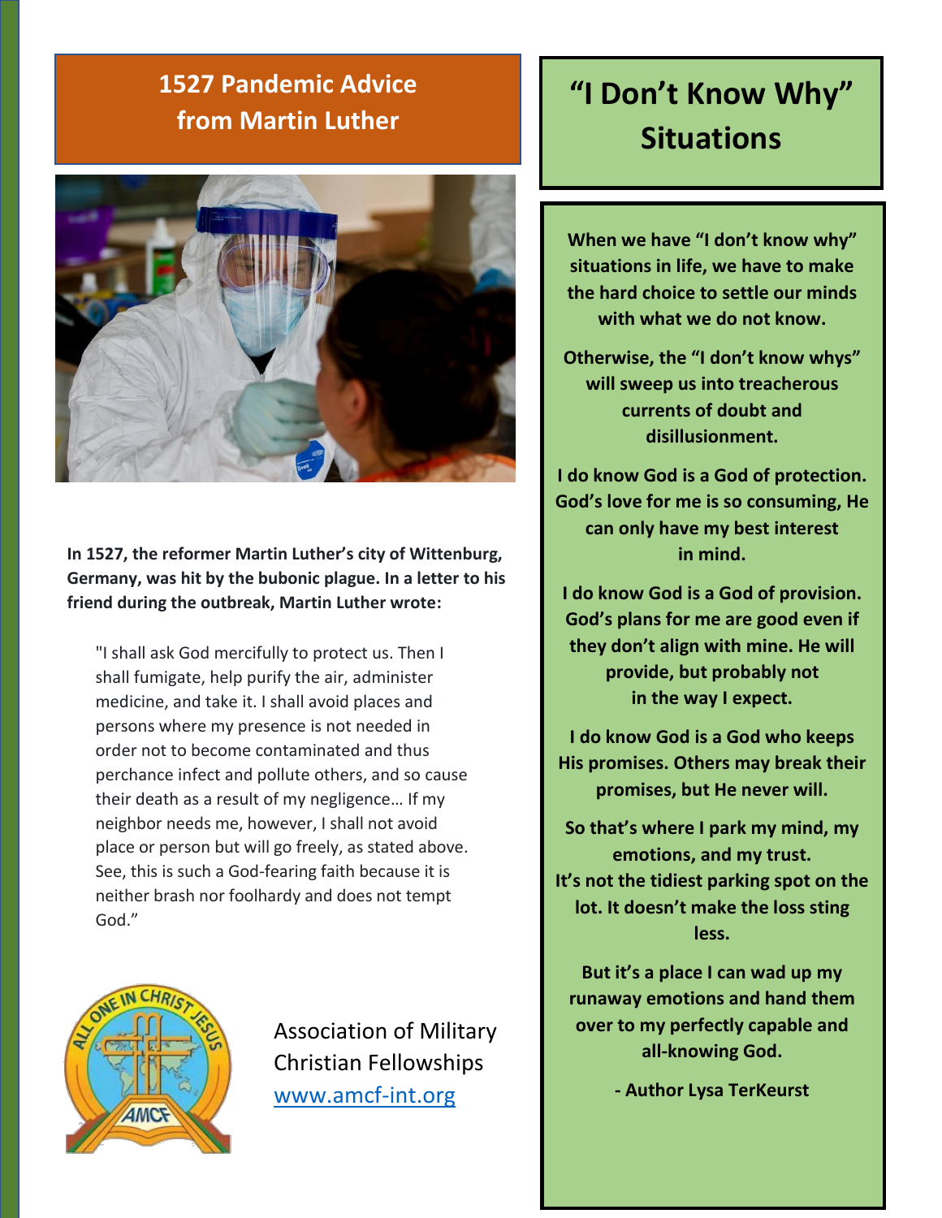## 1527 Pandemic Advice from Martin Luther

**In 1527, the reformer Martin Luther's city of Wittenburg, Germany, was hit by the bubonic plague. In a letter to his friend during the outbreak, Martin Luther wrote:**

> "I shall ask God mercifully to protect us. Then I shall fumigate, help purify the air, administer medicine, and take it. I shall avoid places and persons where my presence is not needed in order not to become contaminated and thus perchance infect and pollute others, and so cause their death as a result of my negligence… If my neighbor needs me, however, I shall not avoid place or person but will go freely, as stated above. See, this is such a God-fearing faith because it is neither brash nor foolhardy and does not tempt God."

Association of Military Christian Fellowships
[www.amcf-int.org](http://www.amcf-int.org)

## "I Don't Know Why" Situations

**When we have "I don't know why" situations in life, we have to make the hard choice to settle our minds with what we do not know.**

**Otherwise, the "I don't know whys" will sweep us into treacherous currents of doubt and disillusionment.**

**I do know God is a God of protection. God's love for me is so consuming, He can only have my best interest in mind.**

**I do know God is a God of provision. God's plans for me are good even if they don't align with mine. He will provide, but probably not in the way I expect.**

**I do know God is a God who keeps His promises. Others may break their promises, but He never will.**

**So that's where I park my mind, my emotions, and my trust. It's not the tidiest parking spot on the lot. It doesn't make the loss sting less.**

**But it's a place I can wad up my runaway emotions and hand them over to my perfectly capable and all-knowing God.**

**- Author Lysa TerKeurst**